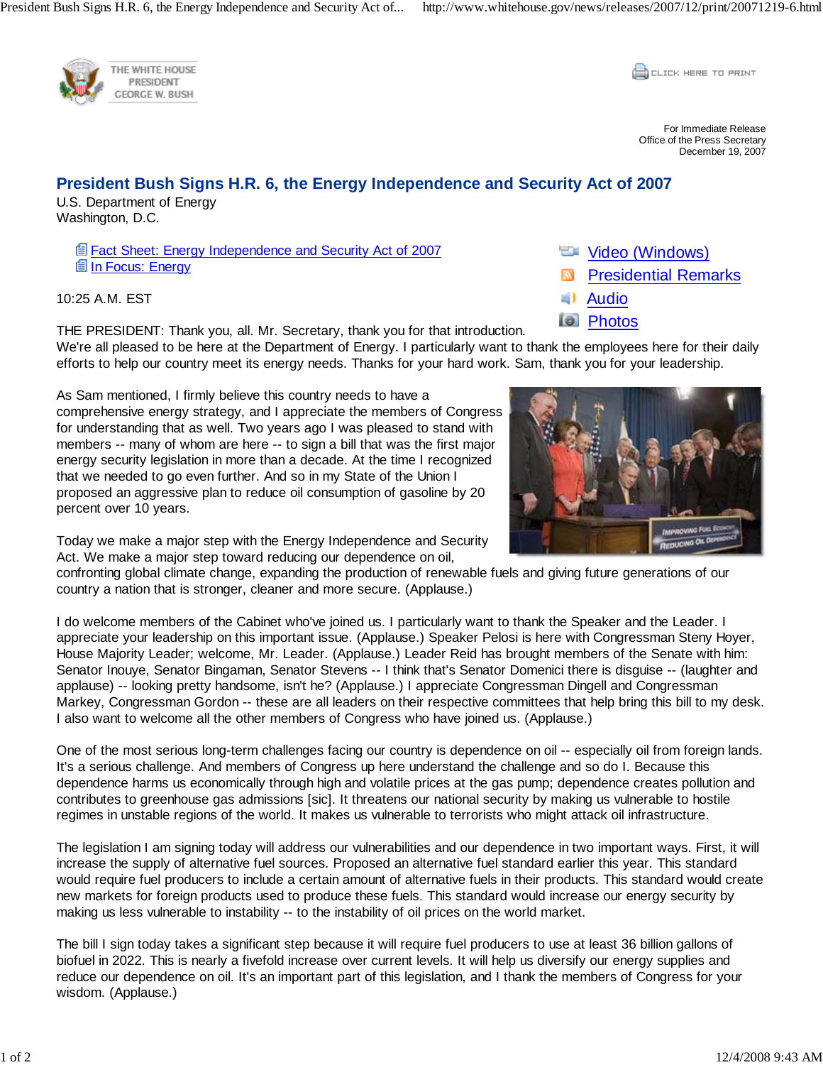THE WHITE HOUSE
PRESIDENT
GEORGE W. BUSH

CLICK HERE TO PRINT

For Immediate Release
Office of the Press Secretary
December 19, 2007

# President Bush Signs H.R. 6, the Energy Independence and Security Act of 2007

U.S. Department of Energy
Washington, D.C.

- Fact Sheet: Energy Independence and Security Act of 2007
- In Focus: Energy

- Video (Windows)
- Presidential Remarks
- Audio
- Photos

10:25 A.M. EST

THE PRESIDENT: Thank you, all. Mr. Secretary, thank you for that introduction. We're all pleased to be here at the Department of Energy. I particularly want to thank the employees here for their daily efforts to help our country meet its energy needs. Thanks for your hard work. Sam, thank you for your leadership.

As Sam mentioned, I firmly believe this country needs to have a comprehensive energy strategy, and I appreciate the members of Congress for understanding that as well. Two years ago I was pleased to stand with members -- many of whom are here -- to sign a bill that was the first major energy security legislation in more than a decade. At the time I recognized that we needed to go even further. And so in my State of the Union I proposed an aggressive plan to reduce oil consumption of gasoline by 20 percent over 10 years.

Today we make a major step with the Energy Independence and Security Act. We make a major step toward reducing our dependence on oil, confronting global climate change, expanding the production of renewable fuels and giving future generations of our country a nation that is stronger, cleaner and more secure. (Applause.)

I do welcome members of the Cabinet who've joined us. I particularly want to thank the Speaker and the Leader. I appreciate your leadership on this important issue. (Applause.) Speaker Pelosi is here with Congressman Steny Hoyer, House Majority Leader; welcome, Mr. Leader. (Applause.) Leader Reid has brought members of the Senate with him: Senator Inouye, Senator Bingaman, Senator Stevens -- I think that's Senator Domenici there is disguise -- (laughter and applause) -- looking pretty handsome, isn't he? (Applause.) I appreciate Congressman Dingell and Congressman Markey, Congressman Gordon -- these are all leaders on their respective committees that help bring this bill to my desk. I also want to welcome all the other members of Congress who have joined us. (Applause.)

One of the most serious long-term challenges facing our country is dependence on oil -- especially oil from foreign lands. It's a serious challenge. And members of Congress up here understand the challenge and so do I. Because this dependence harms us economically through high and volatile prices at the gas pump; dependence creates pollution and contributes to greenhouse gas admissions [sic]. It threatens our national security by making us vulnerable to hostile regimes in unstable regions of the world. It makes us vulnerable to terrorists who might attack oil infrastructure.

The legislation I am signing today will address our vulnerabilities and our dependence in two important ways. First, it will increase the supply of alternative fuel sources. Proposed an alternative fuel standard earlier this year. This standard would require fuel producers to include a certain amount of alternative fuels in their products. This standard would create new markets for foreign products used to produce these fuels. This standard would increase our energy security by making us less vulnerable to instability -- to the instability of oil prices on the world market.

The bill I sign today takes a significant step because it will require fuel producers to use at least 36 billion gallons of biofuel in 2022. This is nearly a fivefold increase over current levels. It will help us diversify our energy supplies and reduce our dependence on oil. It's an important part of this legislation, and I thank the members of Congress for your wisdom. (Applause.)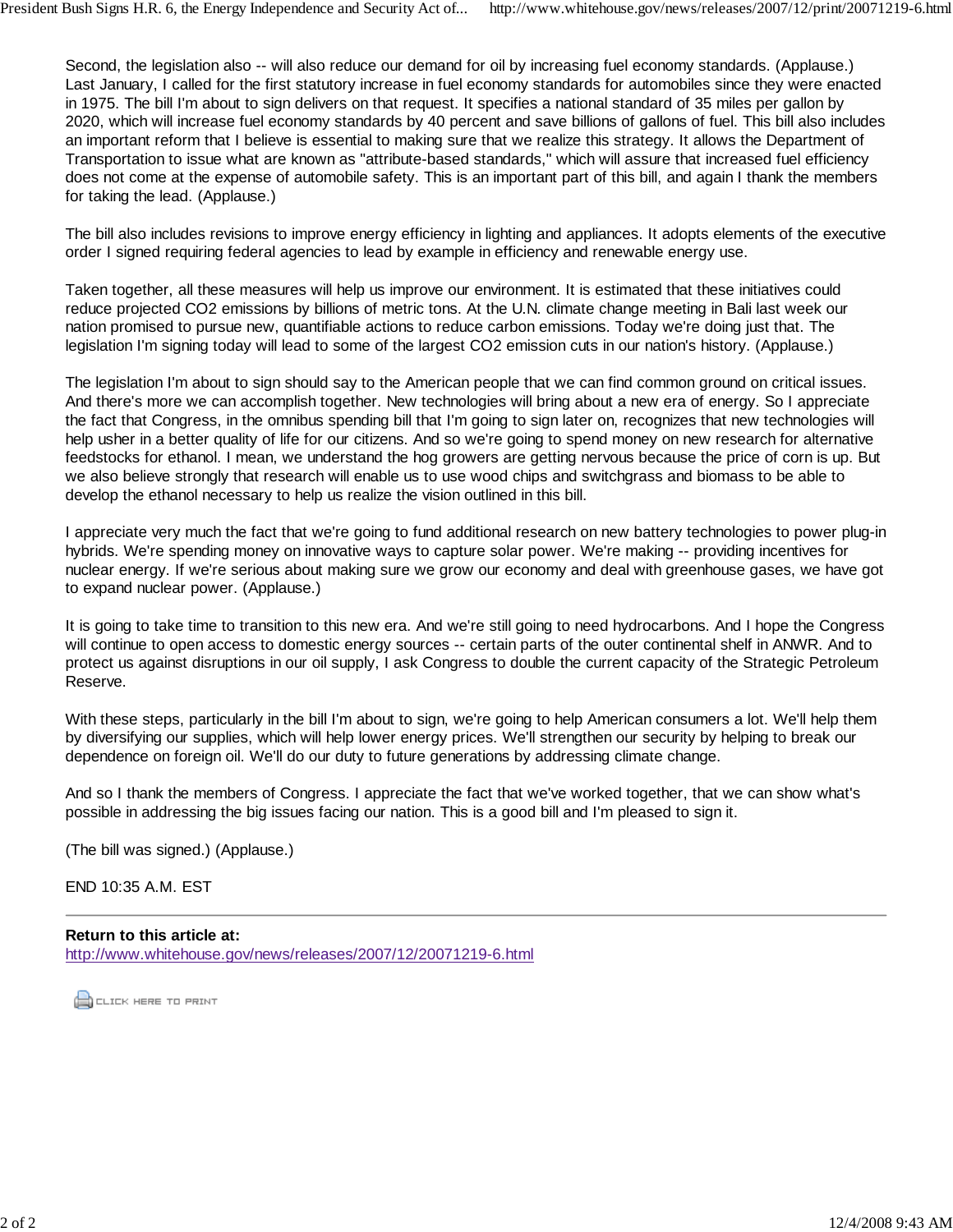Second, the legislation also -- will also reduce our demand for oil by increasing fuel economy standards. (Applause.) Last January, I called for the first statutory increase in fuel economy standards for automobiles since they were enacted in 1975. The bill I'm about to sign delivers on that request. It specifies a national standard of 35 miles per gallon by 2020, which will increase fuel economy standards by 40 percent and save billions of gallons of fuel. This bill also includes an important reform that I believe is essential to making sure that we realize this strategy. It allows the Department of Transportation to issue what are known as "attribute-based standards," which will assure that increased fuel efficiency does not come at the expense of automobile safety. This is an important part of this bill, and again I thank the members for taking the lead. (Applause.)

The bill also includes revisions to improve energy efficiency in lighting and appliances. It adopts elements of the executive order I signed requiring federal agencies to lead by example in efficiency and renewable energy use.

Taken together, all these measures will help us improve our environment. It is estimated that these initiatives could reduce projected $CO_2$ emissions by billions of metric tons. At the U.N. climate change meeting in Bali last week our nation promised to pursue new, quantifiable actions to reduce carbon emissions. Today we're doing just that. The legislation I'm signing today will lead to some of the largest $CO_2$ emission cuts in our nation's history. (Applause.)

The legislation I'm about to sign should say to the American people that we can find common ground on critical issues. And there's more we can accomplish together. New technologies will bring about a new era of energy. So I appreciate the fact that Congress, in the omnibus spending bill that I'm going to sign later on, recognizes that new technologies will help usher in a better quality of life for our citizens. And so we're going to spend money on new research for alternative feedstocks for ethanol. I mean, we understand the hog growers are getting nervous because the price of corn is up. But we also believe strongly that research will enable us to use wood chips and switchgrass and biomass to be able to develop the ethanol necessary to help us realize the vision outlined in this bill.

I appreciate very much the fact that we're going to fund additional research on new battery technologies to power plug-in hybrids. We're spending money on innovative ways to capture solar power. We're making -- providing incentives for nuclear energy. If we're serious about making sure we grow our economy and deal with greenhouse gases, we have got to expand nuclear power. (Applause.)

It is going to take time to transition to this new era. And we're still going to need hydrocarbons. And I hope the Congress will continue to open access to domestic energy sources -- certain parts of the outer continental shelf in ANWR. And to protect us against disruptions in our oil supply, I ask Congress to double the current capacity of the Strategic Petroleum Reserve.

With these steps, particularly in the bill I'm about to sign, we're going to help American consumers a lot. We'll help them by diversifying our supplies, which will help lower energy prices. We'll strengthen our security by helping to break our dependence on foreign oil. We'll do our duty to future generations by addressing climate change.

And so I thank the members of Congress. I appreciate the fact that we've worked together, that we can show what's possible in addressing the big issues facing our nation. This is a good bill and I'm pleased to sign it.

(The bill was signed.) (Applause.)

END 10:35 A.M. EST

---

**Return to this article at:**
http://www.whitehouse.gov/news/releases/2007/12/20071219-6.html

CLICK HERE TO PRINT